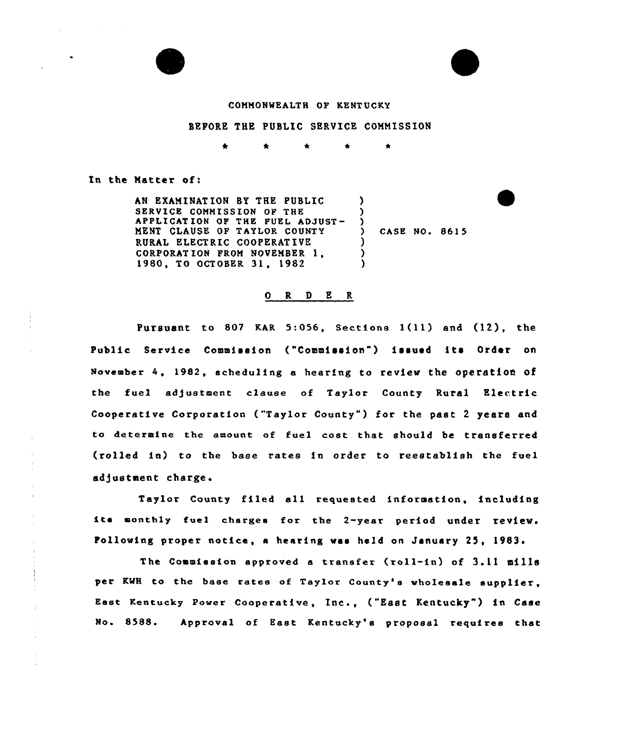COMMONWEALTH OF KENTUCKY

BEFORE THE PUBLIC SERVICE COMMISSION

\* \* \* \* \*

In the Matter of:

| | | |
|---|---|---|
| AN EXAMINATION BY THE PUBLIC SERVICE COMMISSION OF THE APPLICATION OF THE FUEL ADJUSTMENT CLAUSE OF TAYLOR COUNTY RURAL ELECTRIC COOPERATIVE CORPORATION FROM NOVEMBER 1, 1980, TO OCTOBER 31, 1982 | ) | CASE NO. 8615 |

O R D E R

Pursuant to 807 KAR 5:056, Sections 1(11) and (12), the Public Service Commission ("Commission") issued its Order on November 4, 1982, scheduling a hearing to review the operation of the fuel adjustment clause of Taylor County Rural Electric Cooperative Corporation ("Taylor County") for the past 2 years and to determine the amount of fuel cost that should be transferred (rolled in) to the base rates in order to reestablish the fuel adjustment charge.

Taylor County filed all requested information, including its monthly fuel charges for the 2-year period under review. Following proper notice, a hearing was held on January 25, 1983.

The Commission approved a transfer (roll-in) of 3.11 mills per KWH to the base rates of Taylor County's wholesale supplier, East Kentucky Power Cooperative, Inc., ("East Kentucky") in Case No. 8588. Approval of East Kentucky's proposal requires that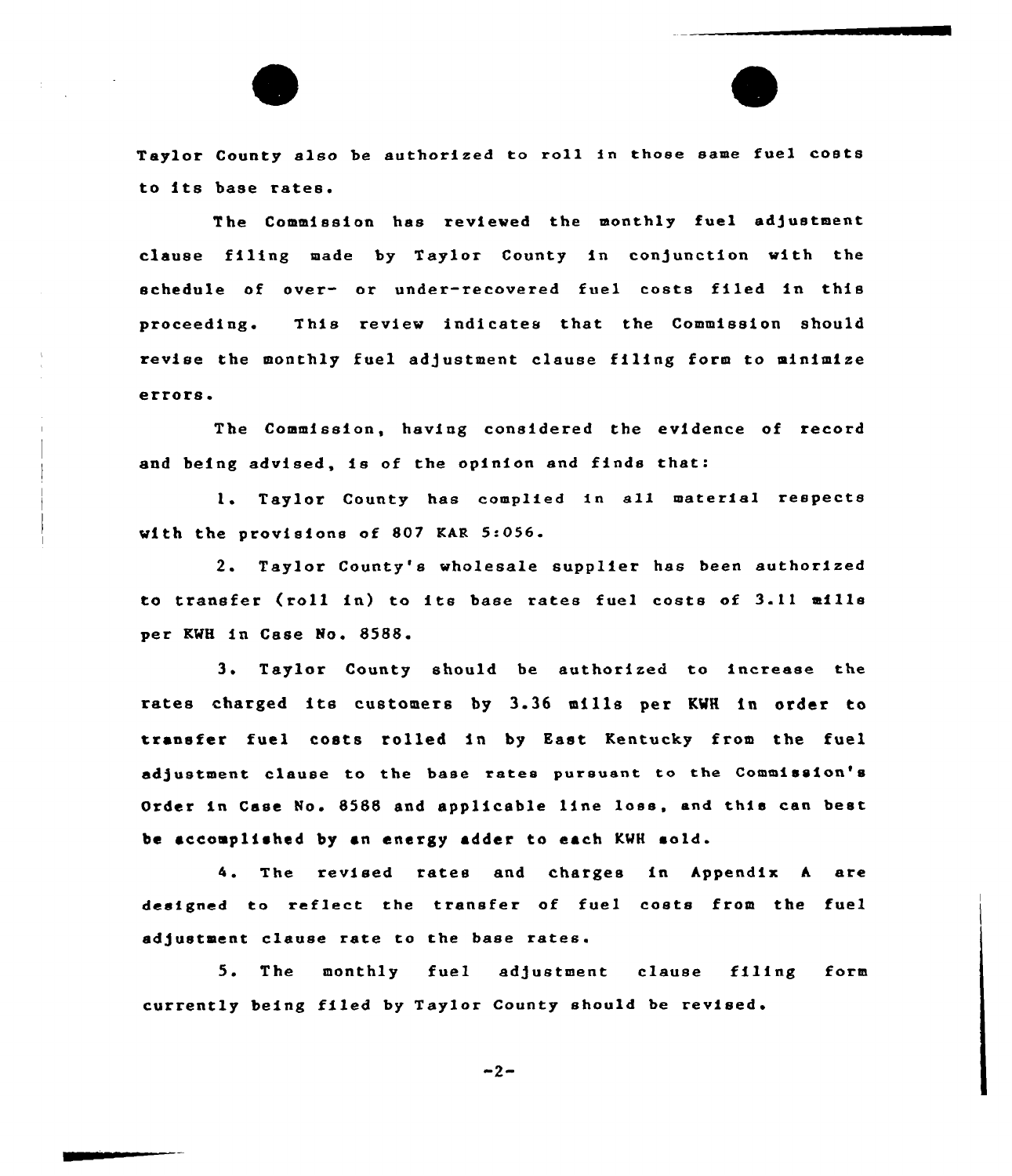Taylor County also be authorized to roll in those same fuel costs to its base rates.

The Commission has reviewed the monthly fuel adjustment clause filing made by Taylor County in conjunction with the schedule of over- or under-recovered fuel costs filed in this proceeding. This review indicates that the Commission should revise the monthly fuel adjustment clause filing form to minimize errors.

The Commission, having considered the evidence of record and being advised, is of the opinion and finds that:

1. Taylor County has complied in all material respects with the provisions of 807 KAR 5:056.

2. Taylor County's wholesale supplier has been authorized to transfer (roll in) to its base rates fuel costs of 3.11 mills per KWH in Case No. 8588.

3. Taylor County should be authorized to increase the rates charged its customers by 3.36 mills per KWH in order to transfer fuel costs rolled in by East Kentucky from the fuel adjustment clause to the base rates pursuant to the Commission's Order in Case No. 8588 and applicable line loss, and this can best be accomplished by an energy adder to each KWH sold.

4. The revised rates and charges in Appendix A are designed to reflect the transfer of fuel costs from the fuel adjustment clause rate to the base rates.

5. The monthly fuel adjustment clause filing form currently being filed by Taylor County should be revised.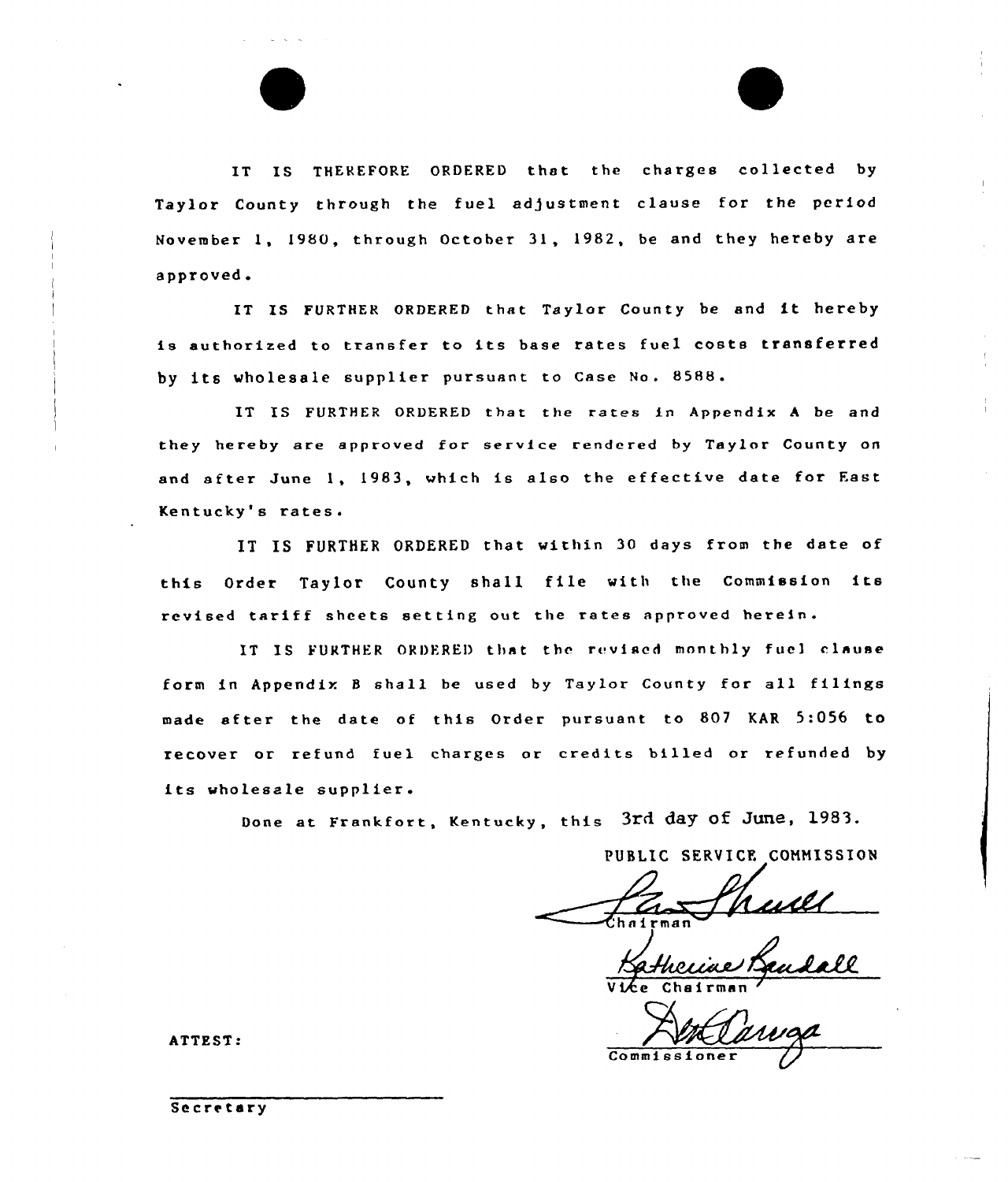IT IS THEREFORE ORDERED that the charges collected by Taylor County through the fuel adjustment clause for the period November 1, 1980, through October 31, 1982, be and they hereby are approved.

IT IS FURTHER ORDERED that Taylor County be and it hereby is authorized to transfer to its base rates fuel costs transferred by its wholesale supplier pursuant to Case No. 8588.

IT IS FURTHER ORDERED that the rates in Appendix A be and they hereby are approved for service rendered by Taylor County on and after June 1, 1983, which is also the effective date for East Kentucky's rates.

IT IS FURTHER ORDERED that within 30 days from the date of this Order Taylor County shall file with the Commission its revised tariff sheets setting out the rates approved herein.

IT IS FURTHER ORDERED that the revised monthly fuel clause form in Appendix B shall be used by Taylor County for all filings made after the date of this Order pursuant to 807 KAR 5:056 to recover or refund fuel charges or credits billed or refunded by its wholesale supplier.

Done at Frankfort, Kentucky, this 3rd day of June, 1983.

PUBLIC SERVICE COMMISSION

Chairman

Vice Chairman

Commissioner

ATTEST:

Secretary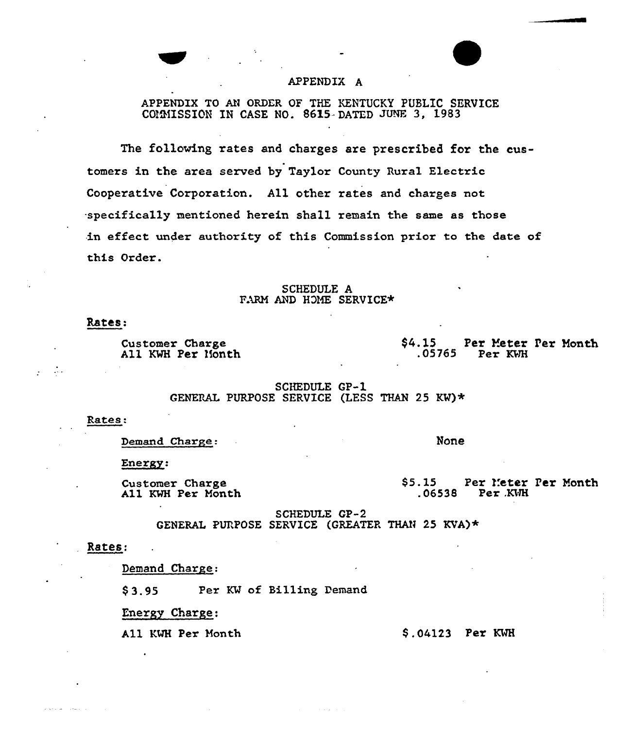# APPENDIX A

APPENDIX TO AN ORDER OF THE KENTUCKY PUBLIC SERVICE COMMISSION IN CASE NO. 8615 DATED JUNE 3, 1983

The following rates and charges are prescribed for the customers in the area served by Taylor County Rural Electric Cooperative Corporation. All other rates and charges not specifically mentioned herein shall remain the same as those in effect under authority of this Commission prior to the date of this Order.

## SCHEDULE A
## FARM AND HOME SERVICE*

Rates:

| | | |
|---|---|---|
| Customer Charge | $4.15 | Per Meter Per Month |
| All KWH Per Month | .05765 | Per KWH |

## SCHEDULE GP-1
## GENERAL PURPOSE SERVICE (LESS THAN 25 KW)*

Rates:

Demand Charge: None

Energy:

| | | |
|---|---|---|
| Customer Charge | $5.15 | Per Meter Per Month |
| All KWH Per Month | .06538 | Per KWH |

## SCHEDULE GP-2
## GENERAL PURPOSE SERVICE (GREATER THAN 25 KVA)*

Rates:

Demand Charge:

$3.95 Per KW of Billing Demand

Energy Charge:

All KWH Per Month $.04123 Per KWH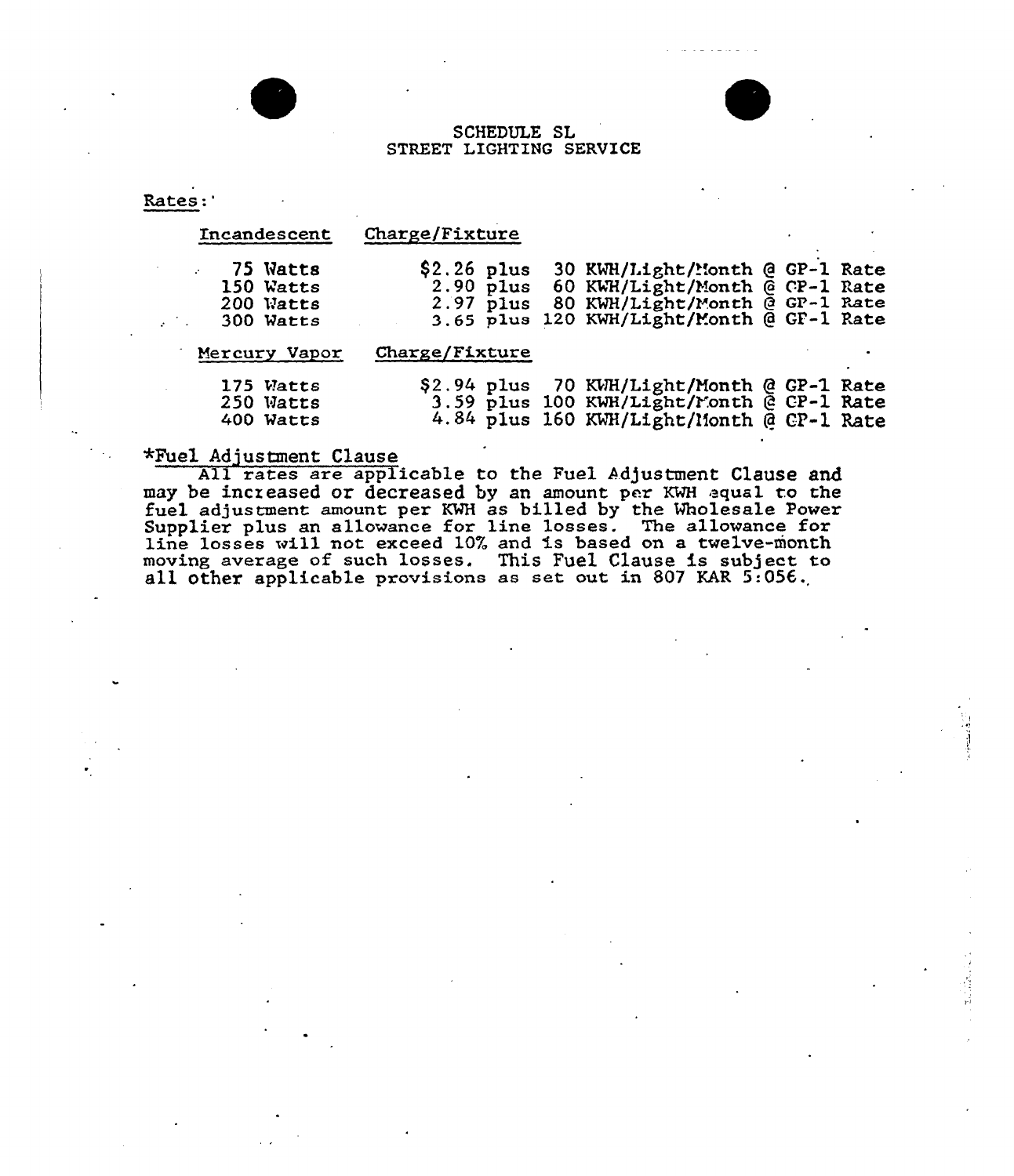# SCHEDULE SL
## STREET LIGHTING SERVICE

Rates:

| Incandescent | Charge/Fixture |
|---|---|
| 75 Watts | $2.26 plus 30 KWH/Light/Month @ GP-1 Rate |
| 150 Watts | 2.90 plus 60 KWH/Light/Month @ GP-1 Rate |
| 200 Watts | 2.97 plus 80 KWH/Light/Month @ GP-1 Rate |
| 300 Watts | 3.65 plus 120 KWH/Light/Month @ GP-1 Rate |

| Mercury Vapor | Charge/Fixture |
|---|---|
| 175 Watts | $2.94 plus 70 KWH/Light/Month @ GP-1 Rate |
| 250 Watts | 3.59 plus 100 KWH/Light/Month @ GP-1 Rate |
| 400 Watts | 4.84 plus 160 KWH/Light/Month @ GP-1 Rate |

*Fuel Adjustment Clause

All rates are applicable to the Fuel Adjustment Clause and may be increased or decreased by an amount per KWH equal to the fuel adjustment amount per KWH as billed by the Wholesale Power Supplier plus an allowance for line losses. The allowance for line losses will not exceed 10% and is based on a twelve-month moving average of such losses. This Fuel Clause is subject to all other applicable provisions as set out in 807 KAR 5:056.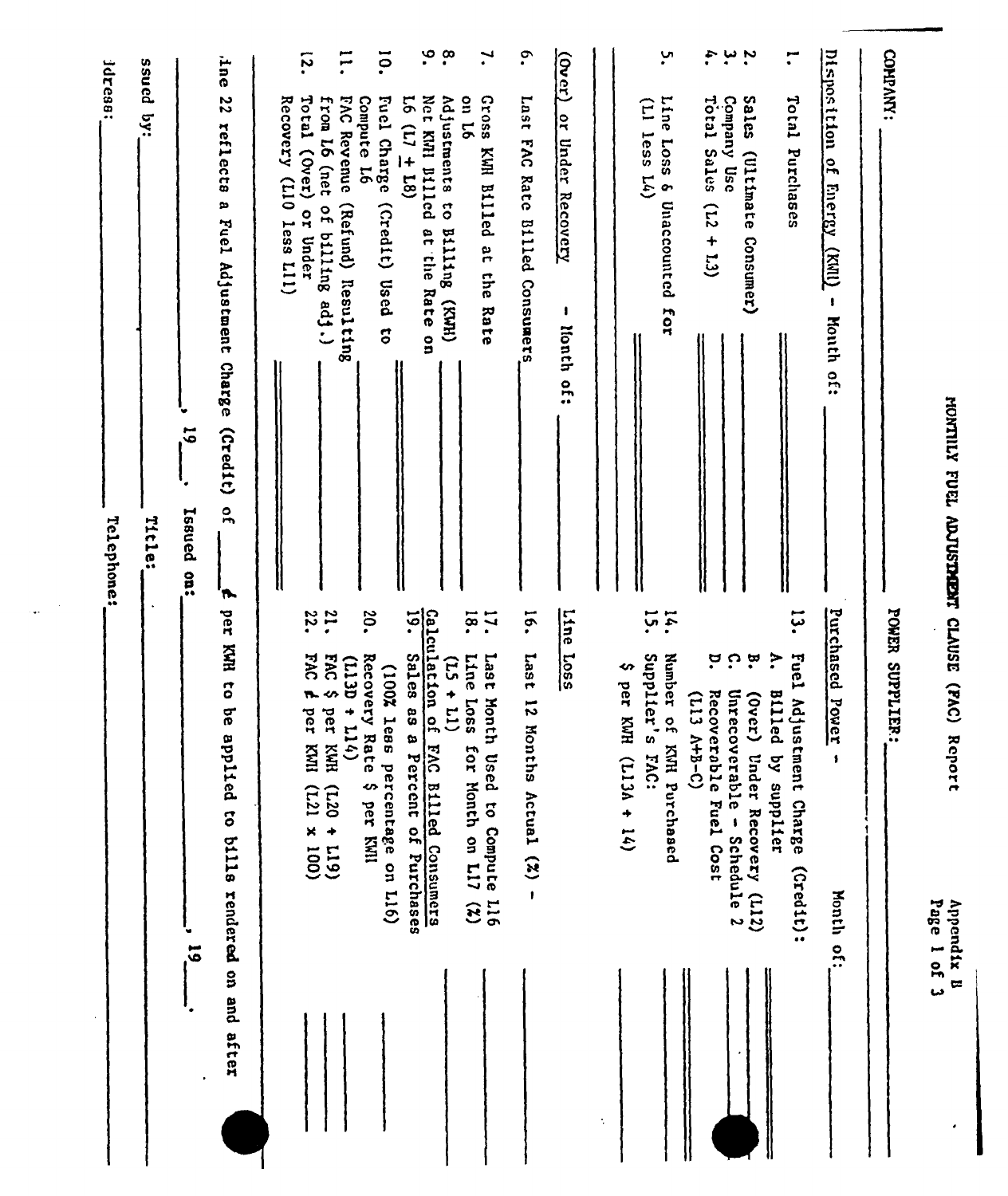# MONTHLY FUEL ADJUSTMENT CLAUSE (FAC) Report

Appendix B
Page 1 of 3

COMPANY: ______________________ POWER SUPPLIER: ______________________

**Disposition of Energy (KWH) - Month of:** ______________________

1. Total Purchases ______________________
2. Sales (Ultimate Consumer) ______________________
3. Company Use ______________________
4. Total Sales (L2 + L3) ______________________
5. Line Loss & Unaccounted for (L1 less L4) ______________________

**(Over) or Under Recovery - Month of:** ______________________

6. Last FAC Rate Billed Consumers ______________________
7. Gross KWH Billed at the Rate on L6 ______________________
8. Adjustments to Billing (KWH) ______________________
9. Net KWH Billed at the Rate on L6 (L7 ± L8) ______________________
10. Fuel Charge (Credit) Used to Compute L6 ______________________
11. FAC Revenue (Refund) Resulting from L6 (net of billing adj.) ______________________
12. Total (Over) or Under Recovery (L10 less L11) ______________________

**Purchased Power - Month of:** ______________________

13. Fuel Adjustment Charge (Credit):
    - A. Billed by supplier ______________________
    - B. (Over) Under Recovery (L12) ______________________
    - C. Unrecoverable - Schedule 2 ______________________
    - D. Recoverable Fuel Cost (L13 A+B-C) ______________________
14. Number of KWH Purchased ______________________
15. Supplier's FAC: $ per KWH (L13A ÷ 14) ______________________

**Line Loss**

16. Last 12 Months Actual (%) - ______________________
17. Last Month Used to Compute L16 ______________________
18. Line Loss for Month on L17 (%) (L5 ÷ L1) ______________________

**Calculation of FAC Billed Consumers**

19. Sales as a Percent of Purchases (100% less percentage on L16) ______________________
20. Recovery Rate $ per KWH (L13D ÷ L14) ______________________
21. FAC $ per KWH (L20 ÷ L19) ______________________
22. FAC ¢ per KWH (L21 x 100) ______________________

Line 22 reflects a Fuel Adjustment Charge (Credit) of ______ ¢ per KWH to be applied to bills rendered on and after ______________________, 19____. Issued on: ______________________, 19____.

Issued by: ______________________ Title: ______________________

Address: ______________________ Telephone: ______________________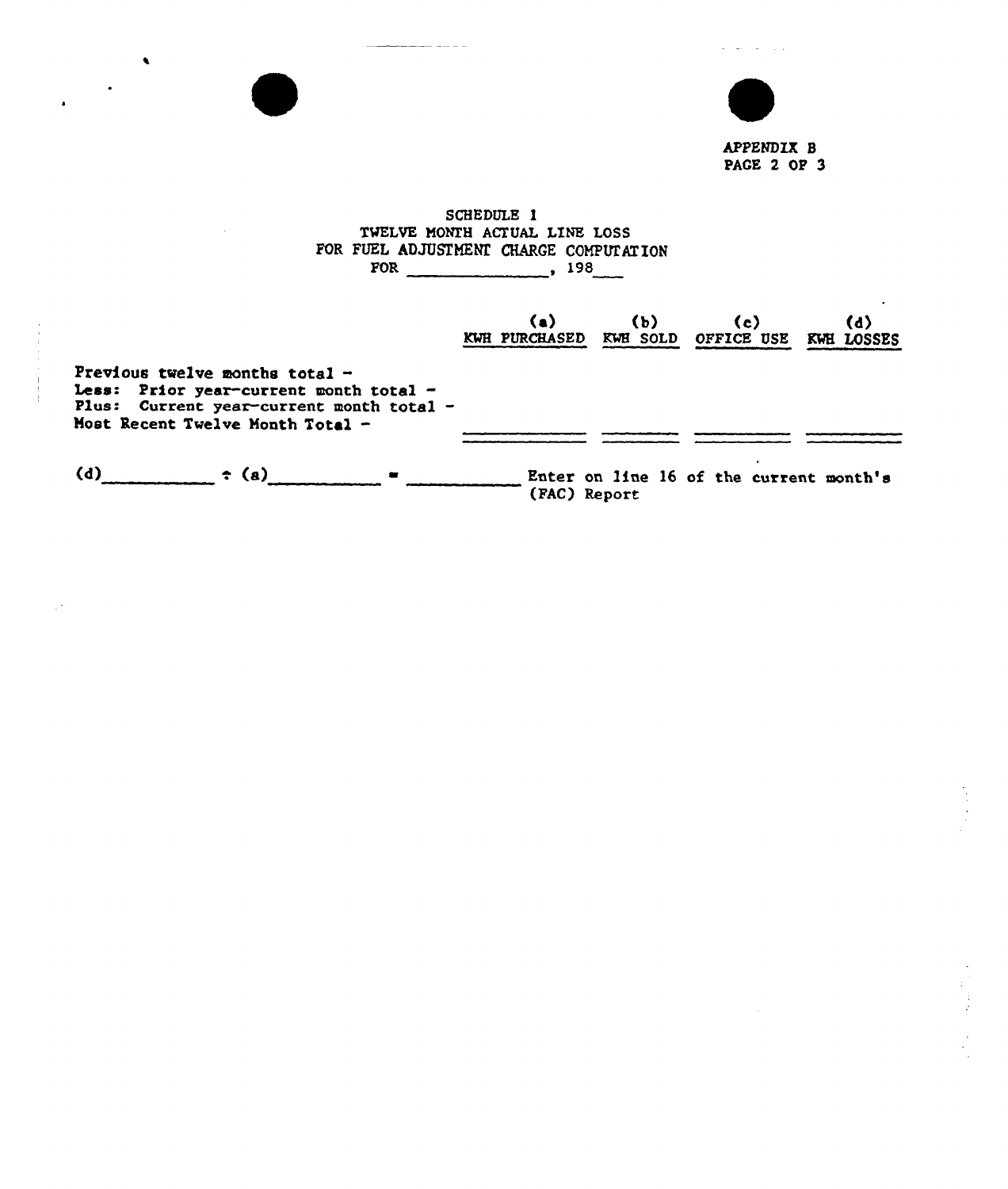APPENDIX B
PAGE 2 OF 3

# SCHEDULE 1

## TWELVE MONTH ACTUAL LINE LOSS FOR FUEL ADJUSTMENT CHARGE COMPUTATION

FOR ______________, 198___

| | (a) KWH PURCHASED | (b) KWH SOLD | (c) OFFICE USE | (d) KWH LOSSES |
|---|---|---|---|---|
| Previous twelve months total - | | | | |
| Less: Prior year-current month total - | | | | |
| Plus: Current year-current month total - | | | | |
| Most Recent Twelve Month Total - | | | | |

(d)__________ ÷ (a)__________ = __________ Enter on line 16 of the current month's (FAC) Report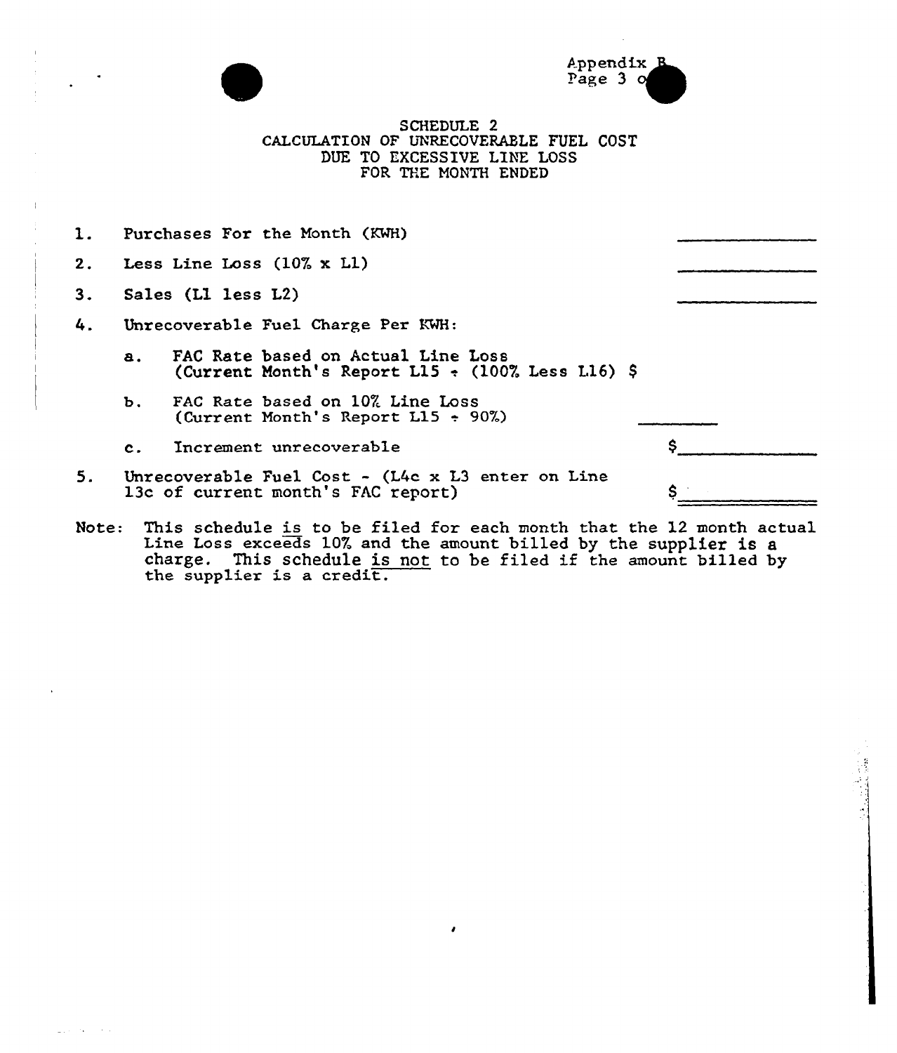# SCHEDULE 2
## CALCULATION OF UNRECOVERABLE FUEL COST DUE TO EXCESSIVE LINE LOSS FOR THE MONTH ENDED

1. Purchases For the Month (KWH) \_\_\_\_\_\_\_\_\_\_

2. Less Line Loss (10% x L1) \_\_\_\_\_\_\_\_\_\_

3. Sales (L1 less L2) \_\_\_\_\_\_\_\_\_\_

4. Unrecoverable Fuel Charge Per KWH:

   a. FAC Rate based on Actual Line Loss (Current Month's Report L15 ÷ (100% Less L16) $

   b. FAC Rate based on 10% Line Loss (Current Month's Report L15 ÷ 90%) \_\_\_\_\_\_\_\_\_\_

   c. Increment unrecoverable $\_\_\_\_\_\_\_\_\_\_

5. Unrecoverable Fuel Cost - (L4c x L3 enter on Line 13c of current month's FAC report) $\_\_\_\_\_\_\_\_\_\_

Note: This schedule <u>is</u> to be filed for each month that the 12 month actual Line Loss exceeds 10% and the amount billed by the supplier is a charge. This schedule <u>is not</u> to be filed if the amount billed by the supplier is a credit.